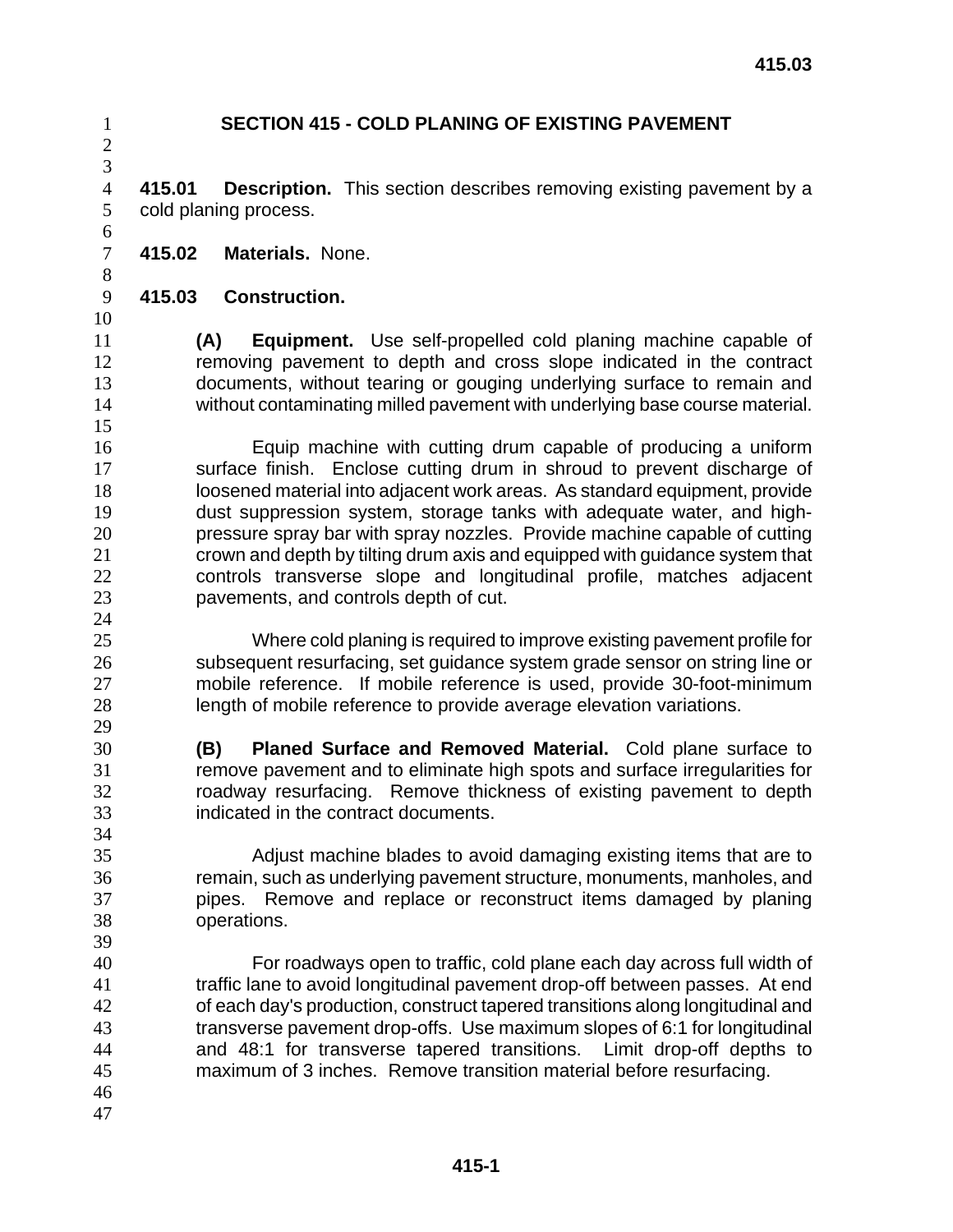# SECTION 415 - COLD PLANING OF EXISTING PAVEMENT

**415.01 Description.** This section describes removing existing pavement by a cold planing process.

**415.02 Materials.** None.

**415.03 Construction.**

**(A) Equipment.** Use self-propelled cold planing machine capable of removing pavement to depth and cross slope indicated in the contract documents, without tearing or gouging underlying surface to remain and without contaminating milled pavement with underlying base course material.

Equip machine with cutting drum capable of producing a uniform surface finish. Enclose cutting drum in shroud to prevent discharge of loosened material into adjacent work areas. As standard equipment, provide dust suppression system, storage tanks with adequate water, and high-pressure spray bar with spray nozzles. Provide machine capable of cutting crown and depth by tilting drum axis and equipped with guidance system that controls transverse slope and longitudinal profile, matches adjacent pavements, and controls depth of cut.

Where cold planing is required to improve existing pavement profile for subsequent resurfacing, set guidance system grade sensor on string line or mobile reference. If mobile reference is used, provide 30-foot-minimum length of mobile reference to provide average elevation variations.

**(B) Planed Surface and Removed Material.** Cold plane surface to remove pavement and to eliminate high spots and surface irregularities for roadway resurfacing. Remove thickness of existing pavement to depth indicated in the contract documents.

Adjust machine blades to avoid damaging existing items that are to remain, such as underlying pavement structure, monuments, manholes, and pipes. Remove and replace or reconstruct items damaged by planing operations.

For roadways open to traffic, cold plane each day across full width of traffic lane to avoid longitudinal pavement drop-off between passes. At end of each day's production, construct tapered transitions along longitudinal and transverse pavement drop-offs. Use maximum slopes of 6:1 for longitudinal and 48:1 for transverse tapered transitions. Limit drop-off depths to maximum of 3 inches. Remove transition material before resurfacing.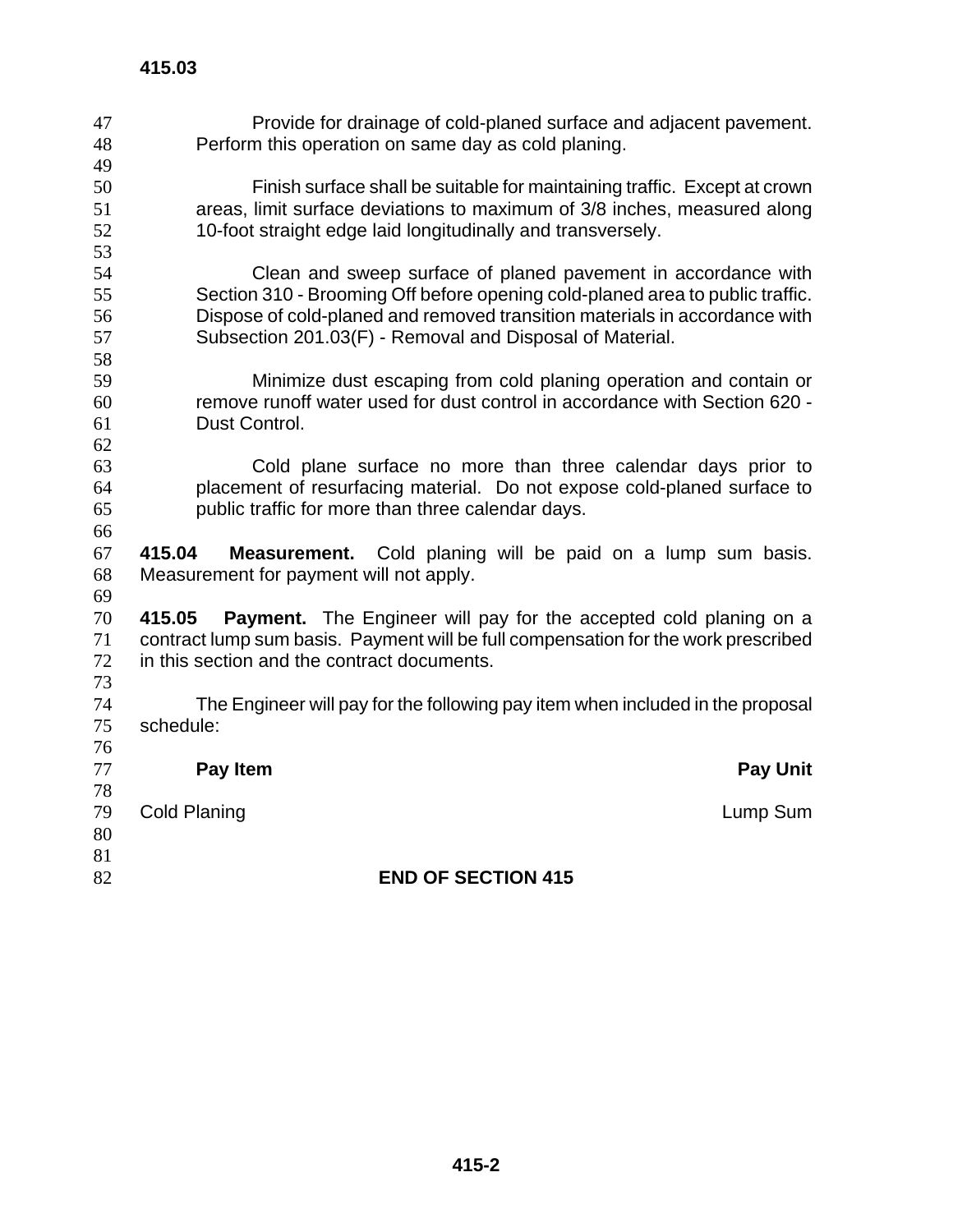Provide for drainage of cold-planed surface and adjacent pavement. Perform this operation on same day as cold planing.

Finish surface shall be suitable for maintaining traffic. Except at crown areas, limit surface deviations to maximum of 3/8 inches, measured along 10-foot straight edge laid longitudinally and transversely.

Clean and sweep surface of planed pavement in accordance with Section 310 - Brooming Off before opening cold-planed area to public traffic. Dispose of cold-planed and removed transition materials in accordance with Subsection 201.03(F) - Removal and Disposal of Material.

Minimize dust escaping from cold planing operation and contain or remove runoff water used for dust control in accordance with Section 620 - Dust Control.

Cold plane surface no more than three calendar days prior to placement of resurfacing material. Do not expose cold-planed surface to public traffic for more than three calendar days.

**415.04 Measurement.** Cold planing will be paid on a lump sum basis. Measurement for payment will not apply.

**415.05 Payment.** The Engineer will pay for the accepted cold planing on a contract lump sum basis. Payment will be full compensation for the work prescribed in this section and the contract documents.

The Engineer will pay for the following pay item when included in the proposal schedule:

| Pay Item | Pay Unit |
|---|---|
| Cold Planing | Lump Sum |

**END OF SECTION 415**